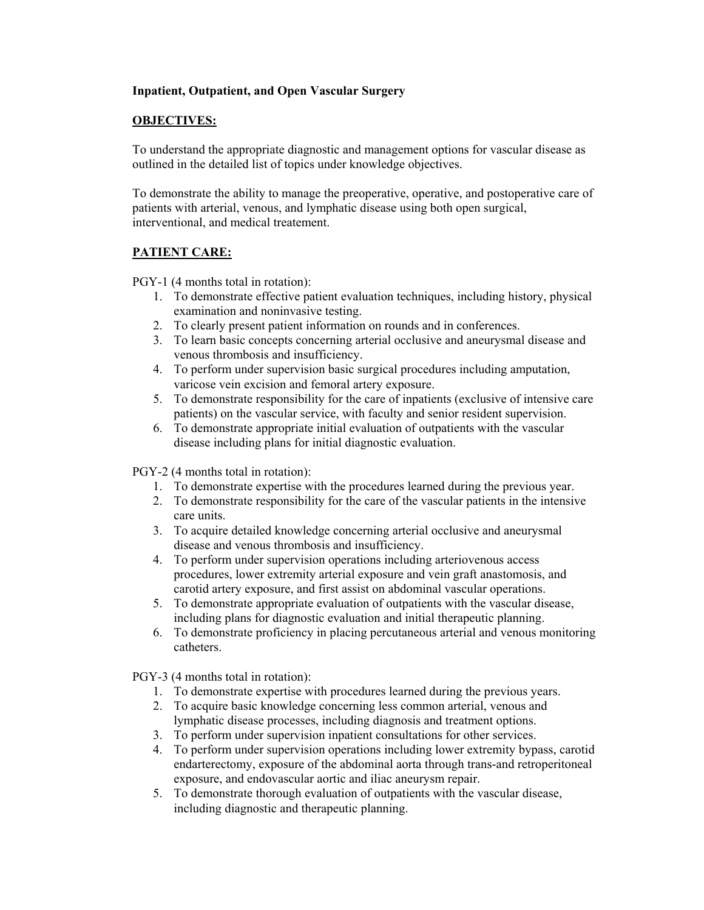**Inpatient, Outpatient, and Open Vascular Surgery**

**<u>OBJECTIVES:</u>**

To understand the appropriate diagnostic and management options for vascular disease as outlined in the detailed list of topics under knowledge objectives.

To demonstrate the ability to manage the preoperative, operative, and postoperative care of patients with arterial, venous, and lymphatic disease using both open surgical, interventional, and medical treatement.

**<u>PATIENT CARE:</u>**

PGY-1 (4 months total in rotation):

1. To demonstrate effective patient evaluation techniques, including history, physical examination and noninvasive testing.
2. To clearly present patient information on rounds and in conferences.
3. To learn basic concepts concerning arterial occlusive and aneurysmal disease and venous thrombosis and insufficiency.
4. To perform under supervision basic surgical procedures including amputation, varicose vein excision and femoral artery exposure.
5. To demonstrate responsibility for the care of inpatients (exclusive of intensive care patients) on the vascular service, with faculty and senior resident supervision.
6. To demonstrate appropriate initial evaluation of outpatients with the vascular disease including plans for initial diagnostic evaluation.

PGY-2 (4 months total in rotation):

1. To demonstrate expertise with the procedures learned during the previous year.
2. To demonstrate responsibility for the care of the vascular patients in the intensive care units.
3. To acquire detailed knowledge concerning arterial occlusive and aneurysmal disease and venous thrombosis and insufficiency.
4. To perform under supervision operations including arteriovenous access procedures, lower extremity arterial exposure and vein graft anastomosis, and carotid artery exposure, and first assist on abdominal vascular operations.
5. To demonstrate appropriate evaluation of outpatients with the vascular disease, including plans for diagnostic evaluation and initial therapeutic planning.
6. To demonstrate proficiency in placing percutaneous arterial and venous monitoring catheters.

PGY-3 (4 months total in rotation):

1. To demonstrate expertise with procedures learned during the previous years.
2. To acquire basic knowledge concerning less common arterial, venous and lymphatic disease processes, including diagnosis and treatment options.
3. To perform under supervision inpatient consultations for other services.
4. To perform under supervision operations including lower extremity bypass, carotid endarterectomy, exposure of the abdominal aorta through trans-and retroperitoneal exposure, and endovascular aortic and iliac aneurysm repair.
5. To demonstrate thorough evaluation of outpatients with the vascular disease, including diagnostic and therapeutic planning.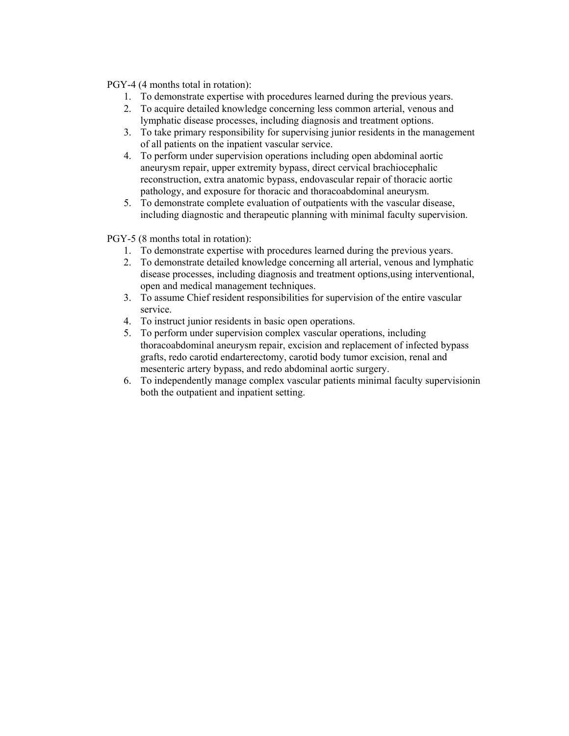PGY-4 (4 months total in rotation):

1. To demonstrate expertise with procedures learned during the previous years.
2. To acquire detailed knowledge concerning less common arterial, venous and lymphatic disease processes, including diagnosis and treatment options.
3. To take primary responsibility for supervising junior residents in the management of all patients on the inpatient vascular service.
4. To perform under supervision operations including open abdominal aortic aneurysm repair, upper extremity bypass, direct cervical brachiocephalic reconstruction, extra anatomic bypass, endovascular repair of thoracic aortic pathology, and exposure for thoracic and thoracoabdominal aneurysm.
5. To demonstrate complete evaluation of outpatients with the vascular disease, including diagnostic and therapeutic planning with minimal faculty supervision.

PGY-5 (8 months total in rotation):

1. To demonstrate expertise with procedures learned during the previous years.
2. To demonstrate detailed knowledge concerning all arterial, venous and lymphatic disease processes, including diagnosis and treatment options,using interventional, open and medical management techniques.
3. To assume Chief resident responsibilities for supervision of the entire vascular service.
4. To instruct junior residents in basic open operations.
5. To perform under supervision complex vascular operations, including thoracoabdominal aneurysm repair, excision and replacement of infected bypass grafts, redo carotid endarterectomy, carotid body tumor excision, renal and mesenteric artery bypass, and redo abdominal aortic surgery.
6. To independently manage complex vascular patients minimal faculty supervisionin both the outpatient and inpatient setting.